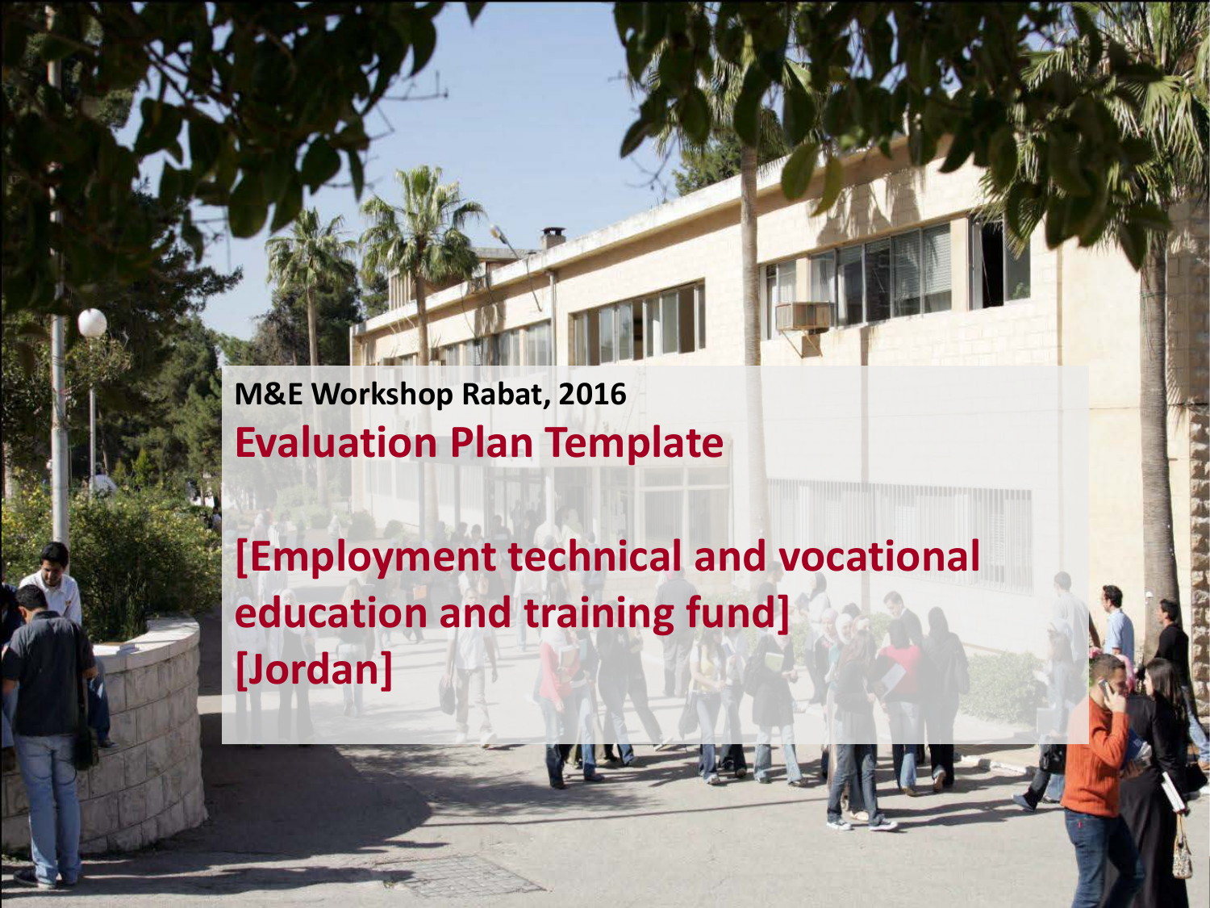M&E Workshop Rabat, 2016

# Evaluation Plan Template

## [Employment technical and vocational education and training fund] [Jordan]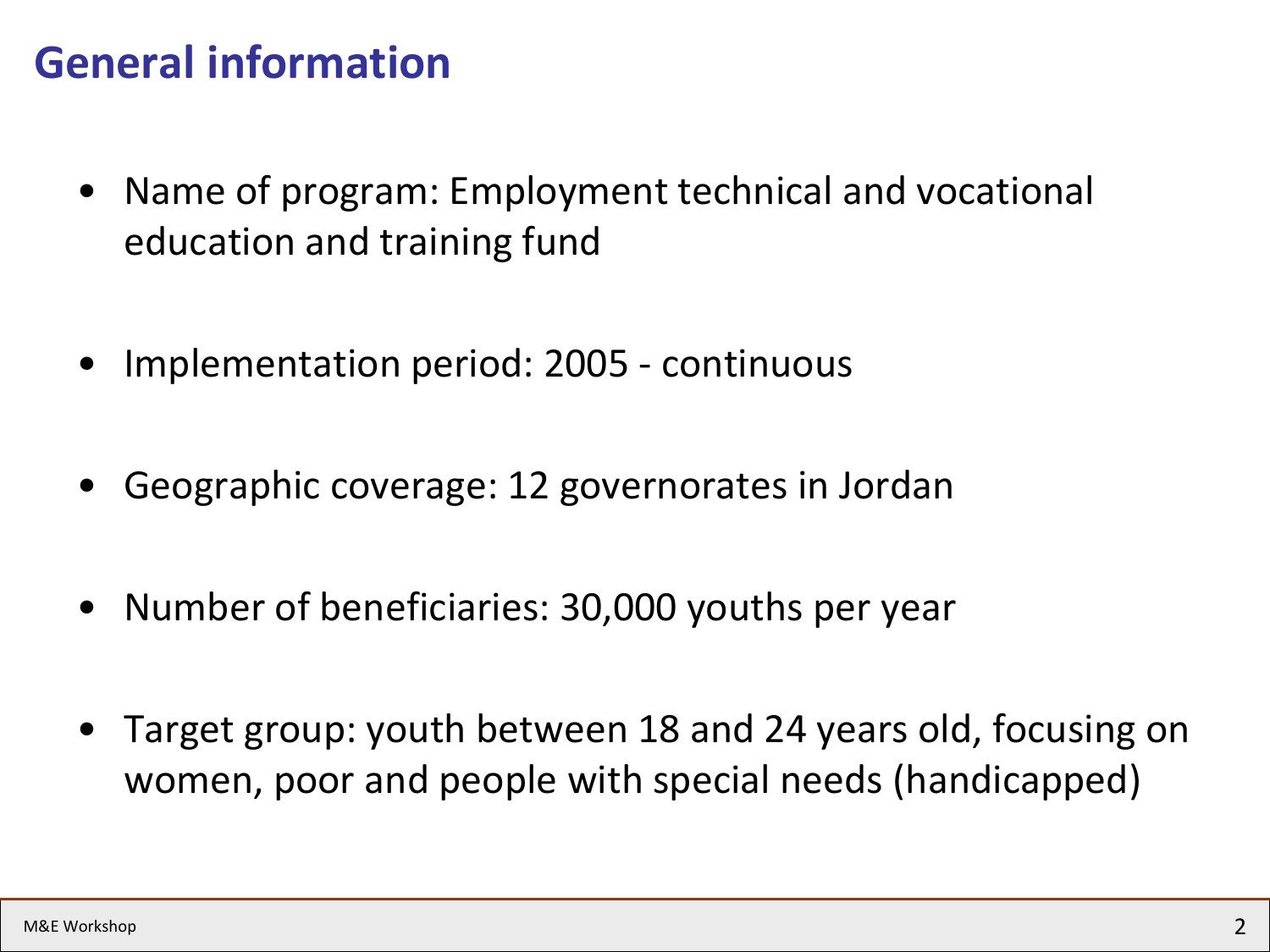# General information

- Name of program: Employment technical and vocational education and training fund
- Implementation period: 2005 - continuous
- Geographic coverage: 12 governorates in Jordan
- Number of beneficiaries: 30,000 youths per year
- Target group: youth between 18 and 24 years old, focusing on women, poor and people with special needs (handicapped)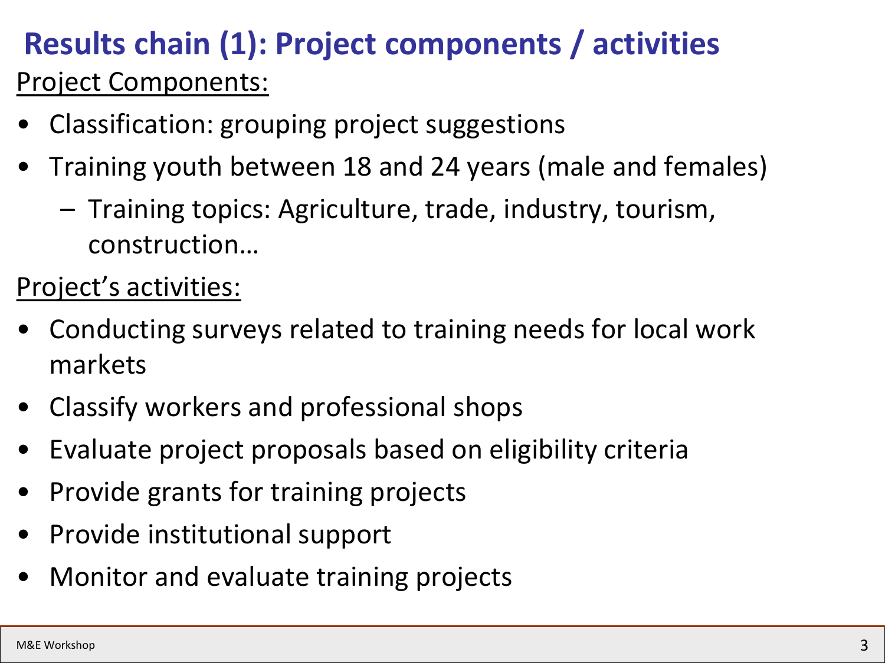# Results chain (1): Project components / activities

Project Components:

- Classification: grouping project suggestions
- Training youth between 18 and 24 years (male and females)
  - Training topics: Agriculture, trade, industry, tourism, construction…

Project's activities:

- Conducting surveys related to training needs for local work markets
- Classify workers and professional shops
- Evaluate project proposals based on eligibility criteria
- Provide grants for training projects
- Provide institutional support
- Monitor and evaluate training projects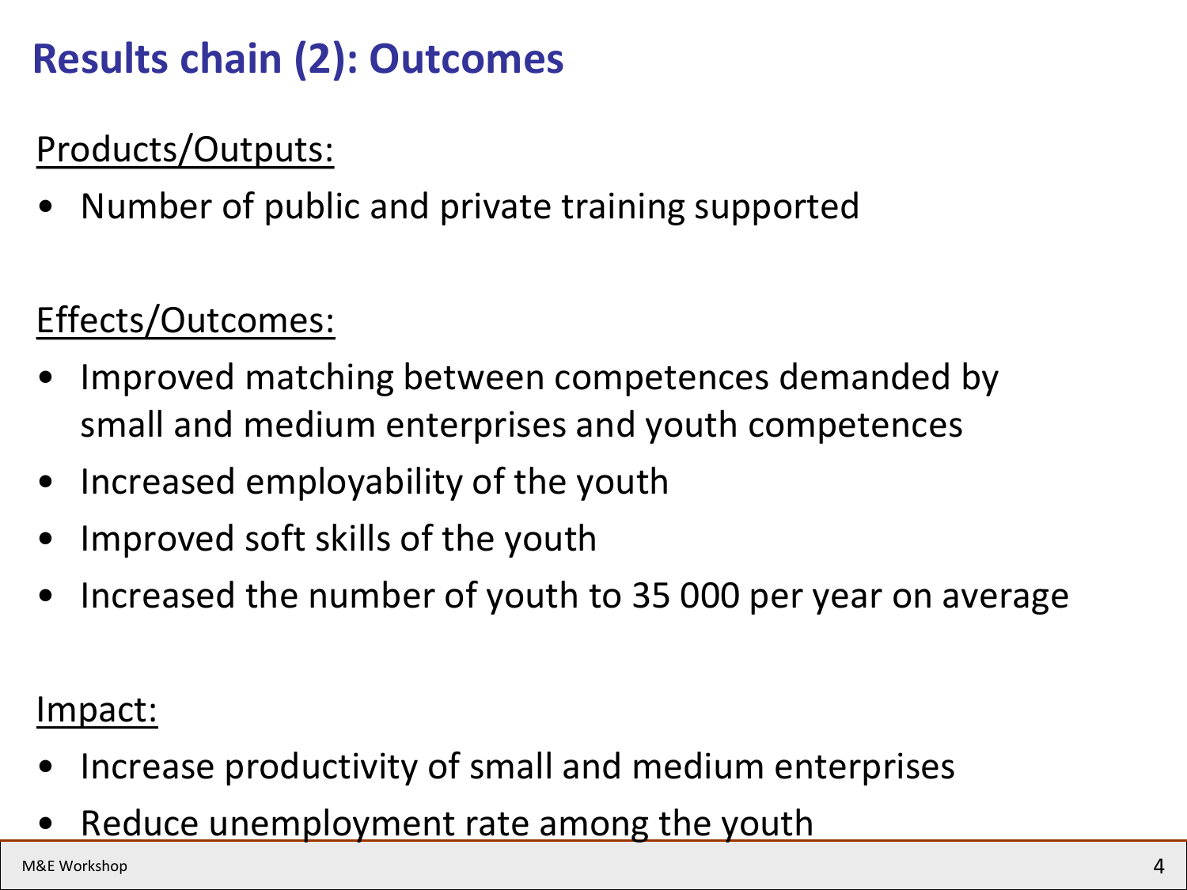# Results chain (2): Outcomes

Products/Outputs:

- Number of public and private training supported

Effects/Outcomes:

- Improved matching between competences demanded by small and medium enterprises and youth competences
- Increased employability of the youth
- Improved soft skills of the youth
- Increased the number of youth to 35 000 per year on average

Impact:

- Increase productivity of small and medium enterprises
- Reduce unemployment rate among the youth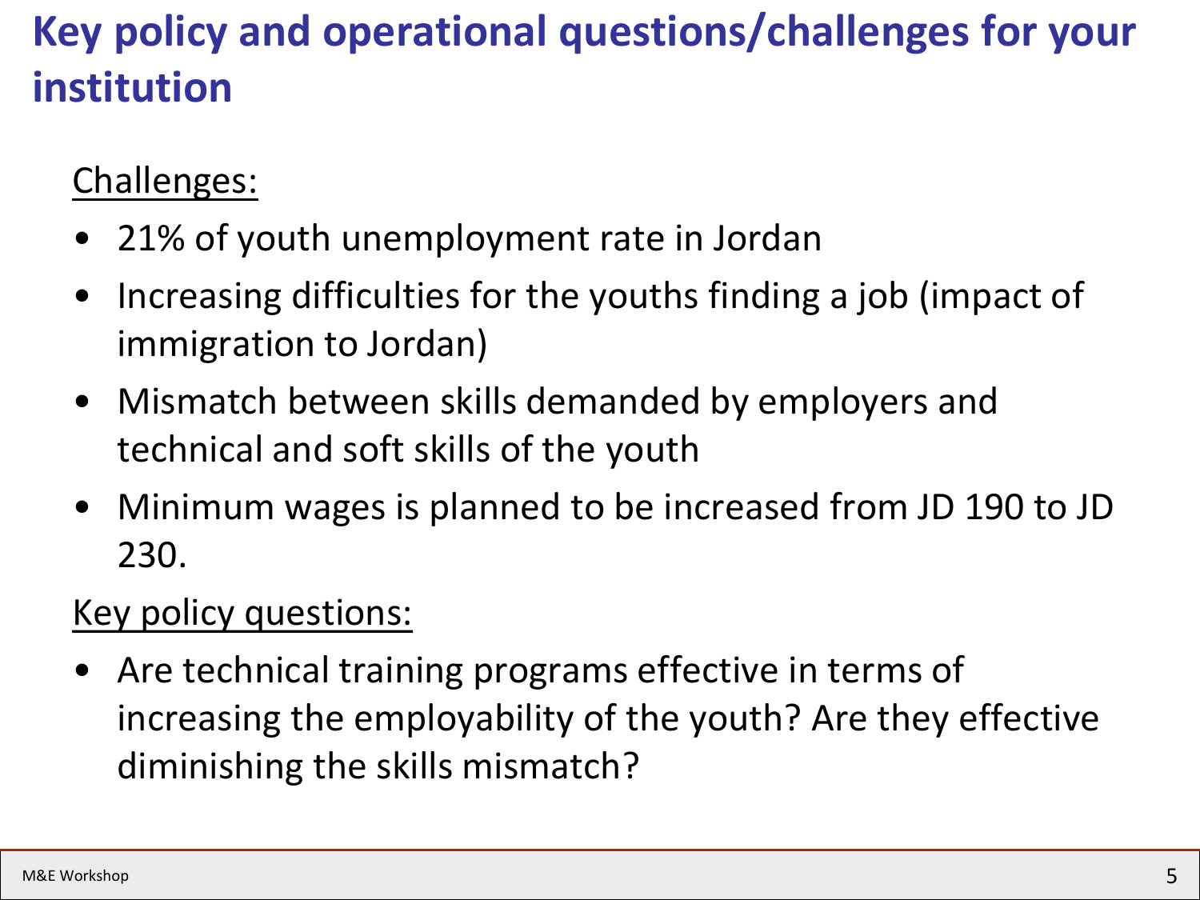# Key policy and operational questions/challenges for your institution

Challenges:

- 21% of youth unemployment rate in Jordan
- Increasing difficulties for the youths finding a job (impact of immigration to Jordan)
- Mismatch between skills demanded by employers and technical and soft skills of the youth
- Minimum wages is planned to be increased from JD 190 to JD 230.

Key policy questions:

- Are technical training programs effective in terms of increasing the employability of the youth? Are they effective diminishing the skills mismatch?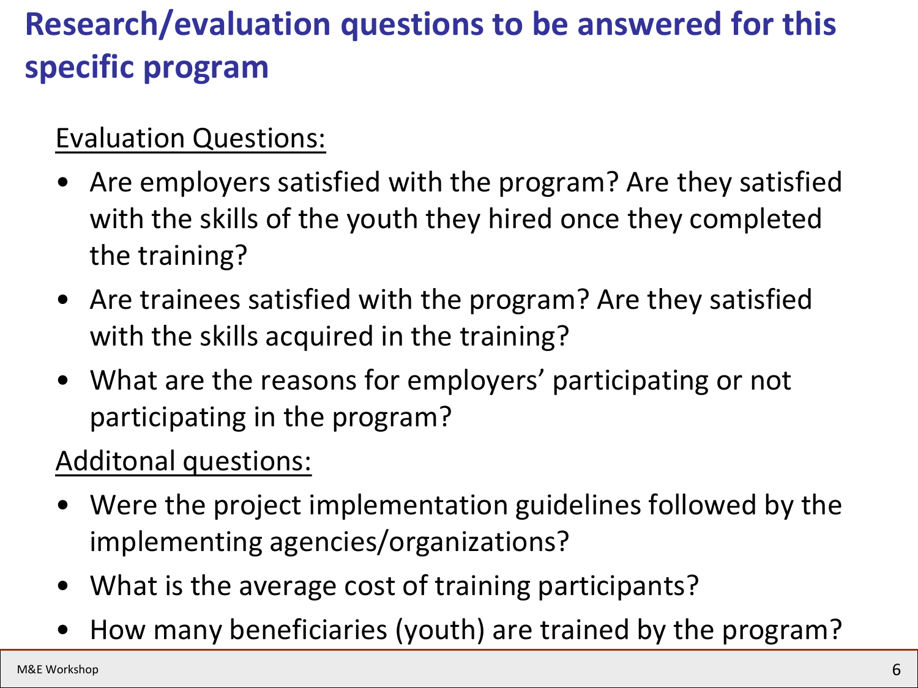# Research/evaluation questions to be answered for this specific program

Evaluation Questions:

- Are employers satisfied with the program? Are they satisfied with the skills of the youth they hired once they completed the training?
- Are trainees satisfied with the program? Are they satisfied with the skills acquired in the training?
- What are the reasons for employers' participating or not participating in the program?

Additonal questions:

- Were the project implementation guidelines followed by the implementing agencies/organizations?
- What is the average cost of training participants?
- How many beneficiaries (youth) are trained by the program?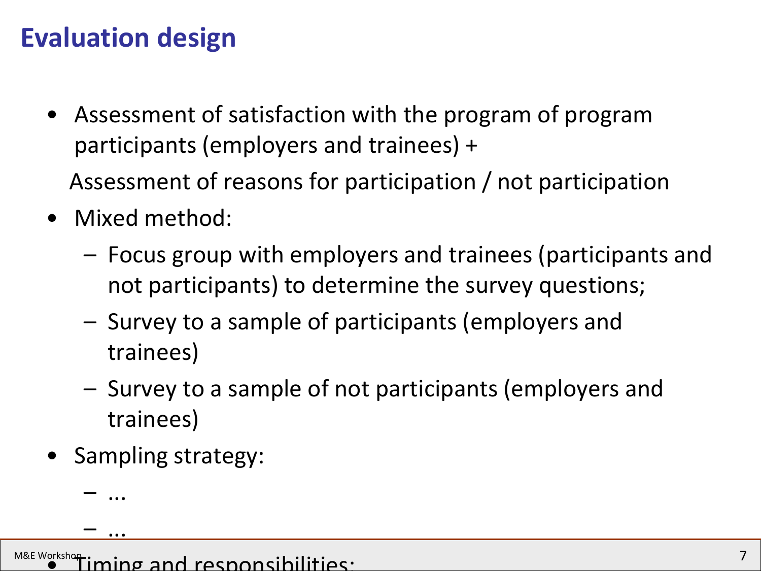# Evaluation design

- Assessment of satisfaction with the program of program participants (employers and trainees) +

  Assessment of reasons for participation / not participation
- Mixed method:
  - Focus group with employers and trainees (participants and not participants) to determine the survey questions;
  - Survey to a sample of participants (employers and trainees)
  - Survey to a sample of not participants (employers and trainees)
- Sampling strategy:
  - ...
  - ...
- Timing and responsibilities: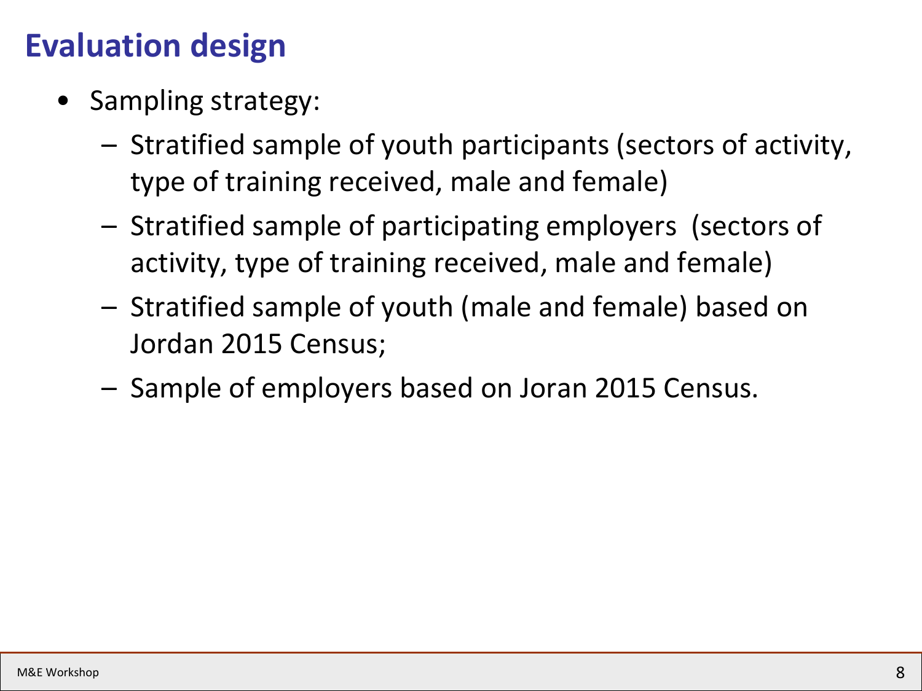# Evaluation design

- Sampling strategy:
  - Stratified sample of youth participants (sectors of activity, type of training received, male and female)
  - Stratified sample of participating employers (sectors of activity, type of training received, male and female)
  - Stratified sample of youth (male and female) based on Jordan 2015 Census;
  - Sample of employers based on Joran 2015 Census.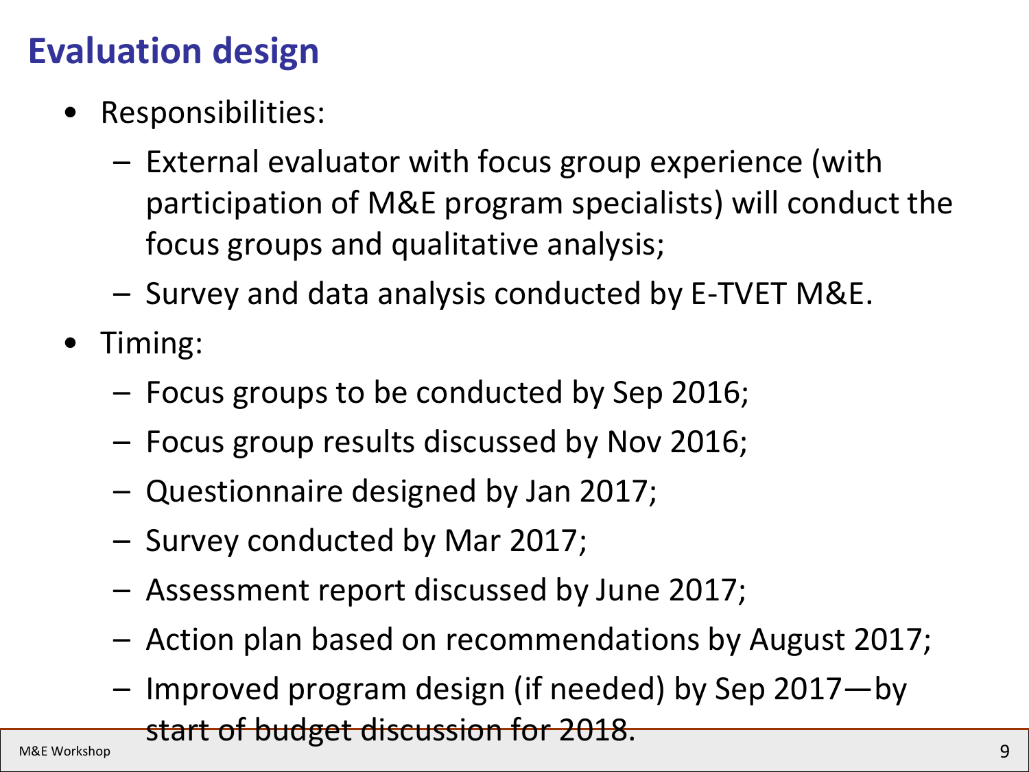# Evaluation design

- Responsibilities:
  - External evaluator with focus group experience (with participation of M&E program specialists) will conduct the focus groups and qualitative analysis;
  - Survey and data analysis conducted by E-TVET M&E.
- Timing:
  - Focus groups to be conducted by Sep 2016;
  - Focus group results discussed by Nov 2016;
  - Questionnaire designed by Jan 2017;
  - Survey conducted by Mar 2017;
  - Assessment report discussed by June 2017;
  - Action plan based on recommendations by August 2017;
  - Improved program design (if needed) by Sep 2017—by start of budget discussion for 2018.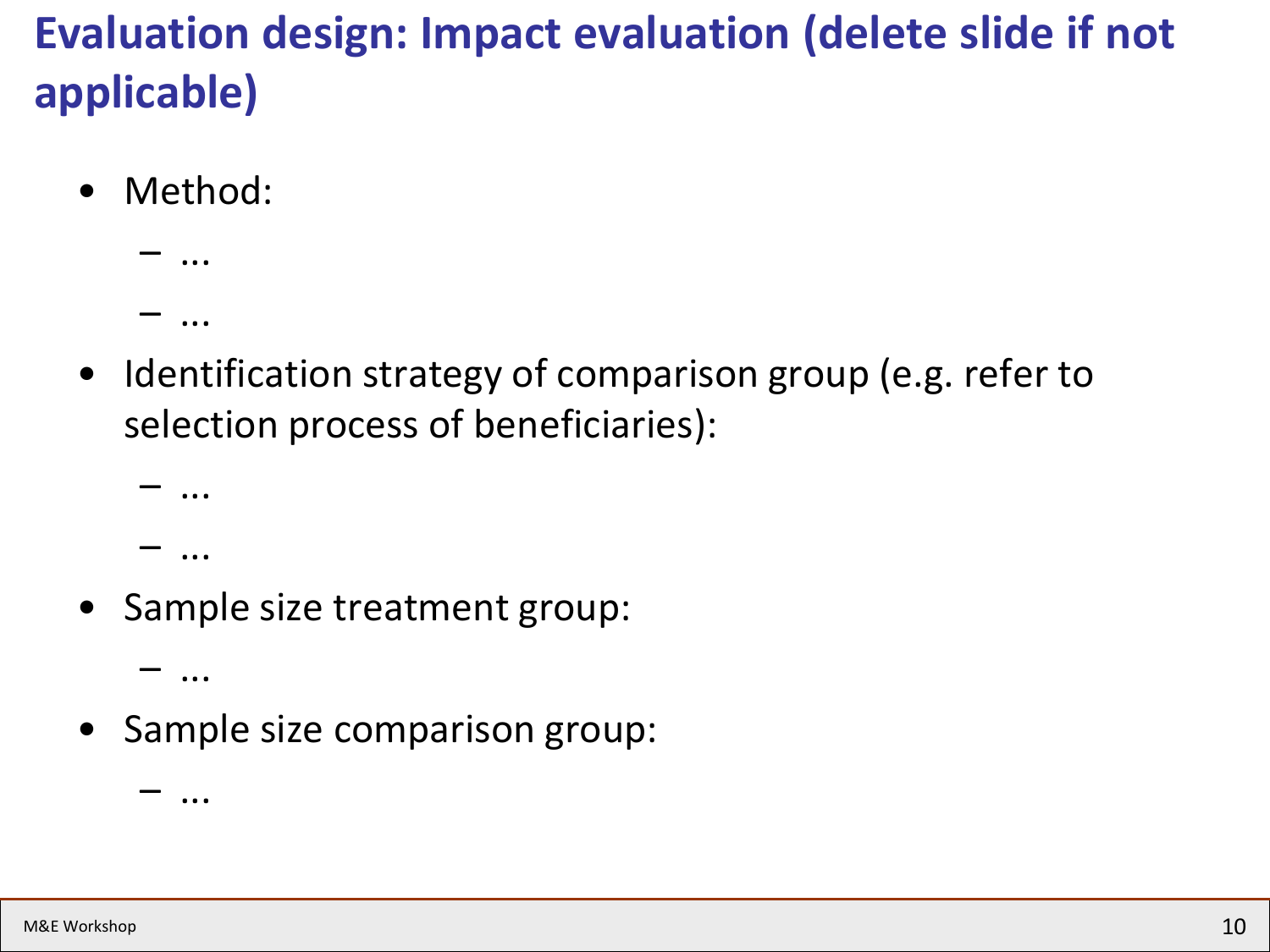# Evaluation design: Impact evaluation (delete slide if not applicable)

- Method:
  - …
  - …
- Identification strategy of comparison group (e.g. refer to selection process of beneficiaries):
  - …
  - …
- Sample size treatment group:
  - …
- Sample size comparison group:
  - …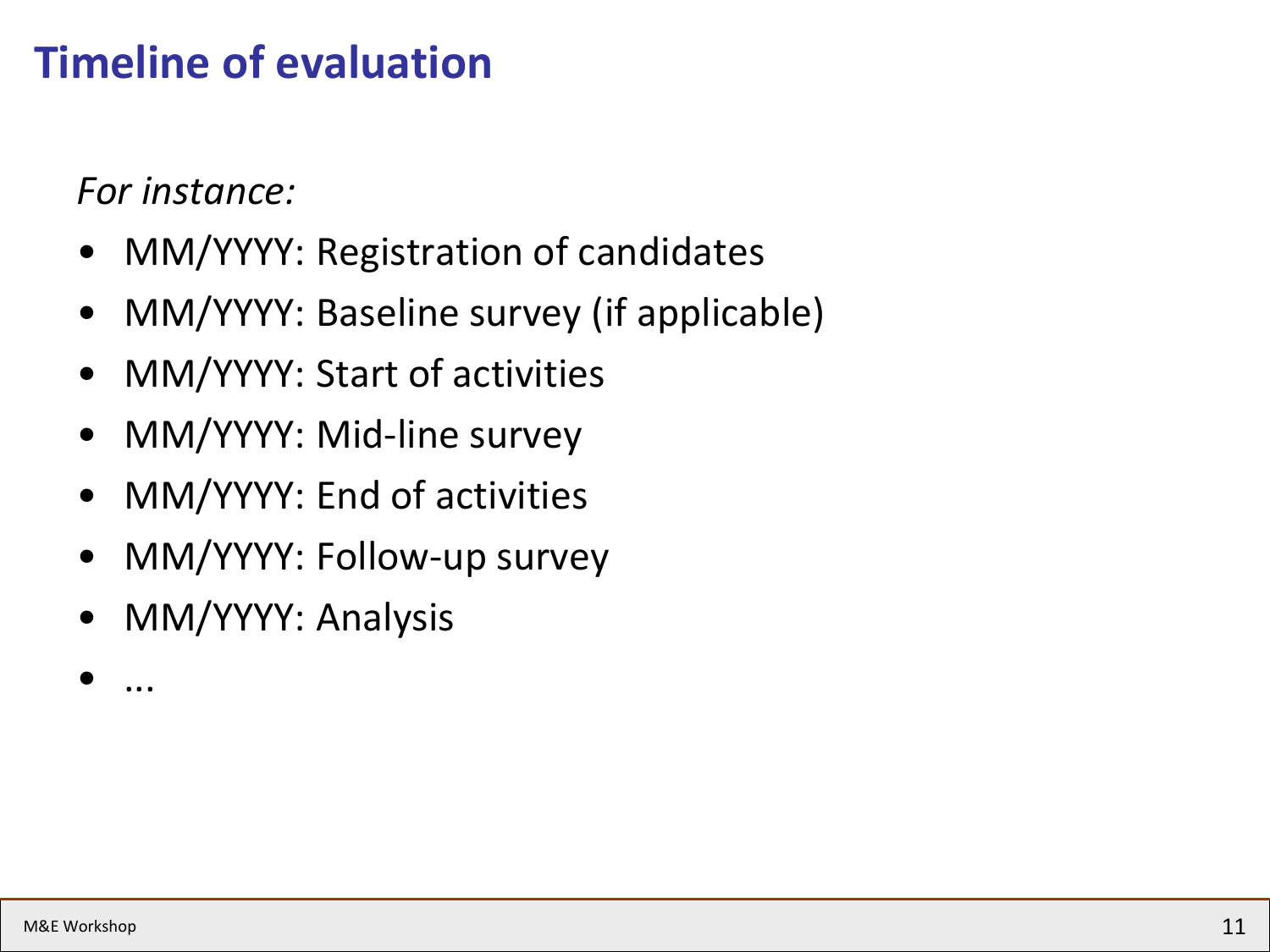# Timeline of evaluation

*For instance:*

- MM/YYYY: Registration of candidates
- MM/YYYY: Baseline survey (if applicable)
- MM/YYYY: Start of activities
- MM/YYYY: Mid-line survey
- MM/YYYY: End of activities
- MM/YYYY: Follow-up survey
- MM/YYYY: Analysis
- ...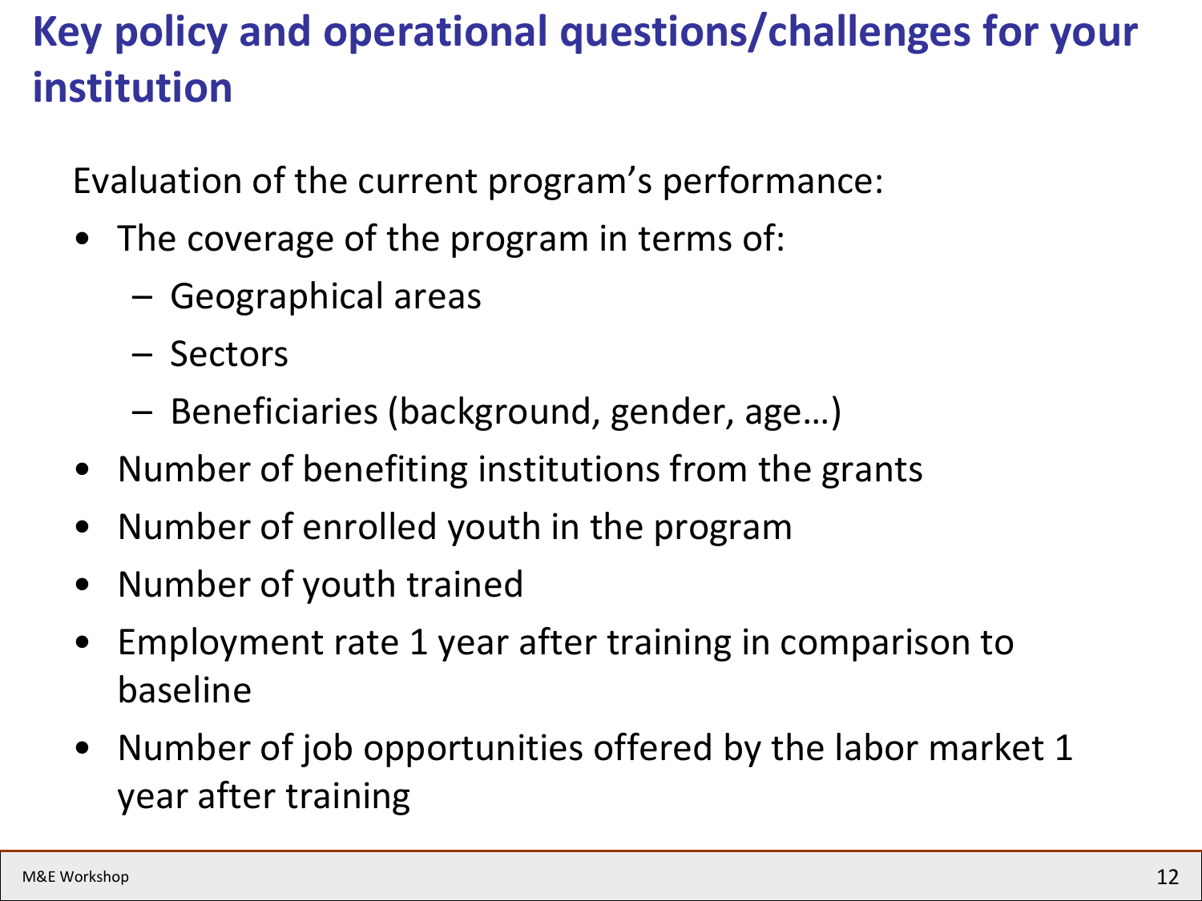# Key policy and operational questions/challenges for your institution

Evaluation of the current program's performance:

- The coverage of the program in terms of:
  - Geographical areas
  - Sectors
  - Beneficiaries (background, gender, age…)
- Number of benefiting institutions from the grants
- Number of enrolled youth in the program
- Number of youth trained
- Employment rate 1 year after training in comparison to baseline
- Number of job opportunities offered by the labor market 1 year after training